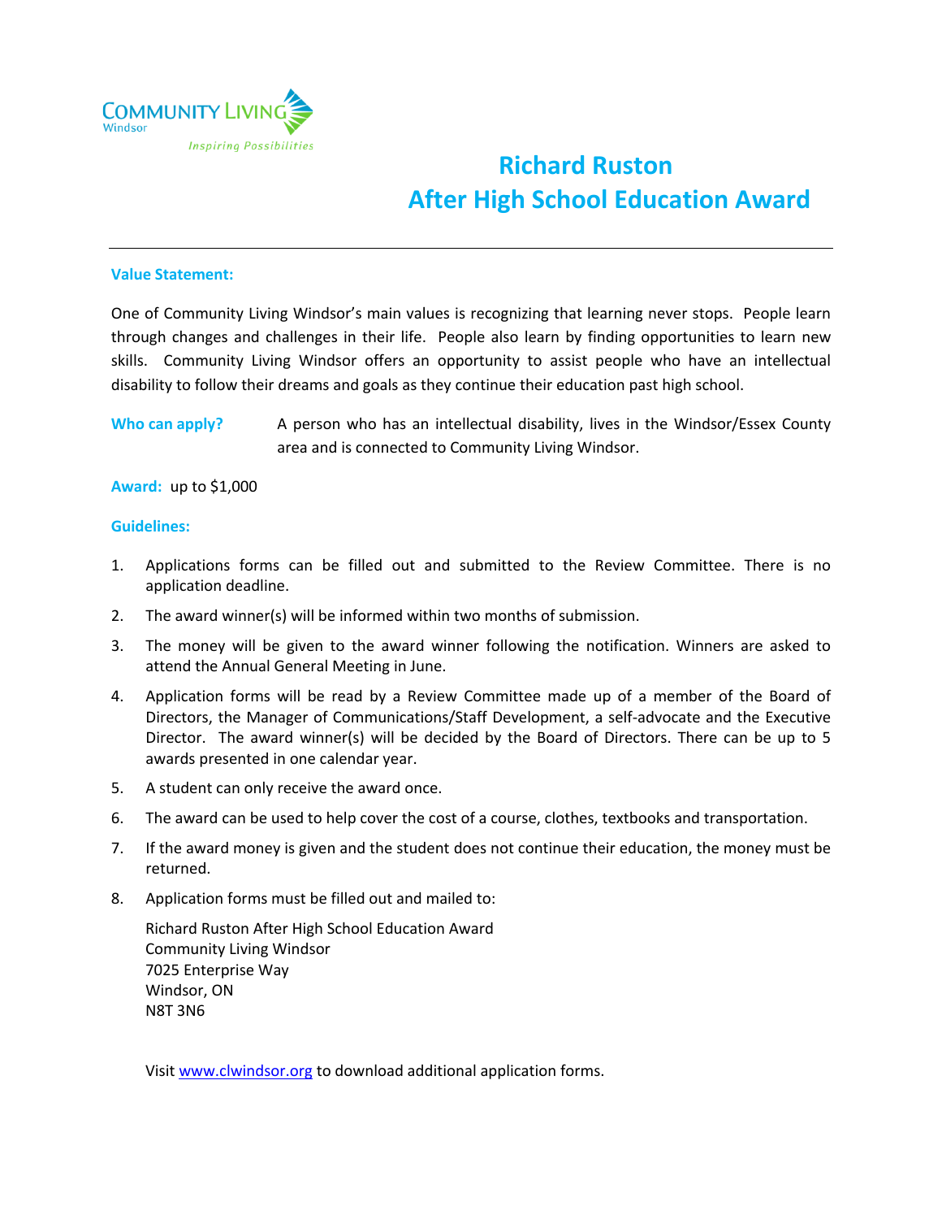COMMUNITY LIVING
Windsor
*Inspiring Possibilities*

# Richard Ruston
# After High School Education Award

---

**Value Statement:**

One of Community Living Windsor's main values is recognizing that learning never stops. People learn through changes and challenges in their life. People also learn by finding opportunities to learn new skills. Community Living Windsor offers an opportunity to assist people who have an intellectual disability to follow their dreams and goals as they continue their education past high school.

**Who can apply?** A person who has an intellectual disability, lives in the Windsor/Essex County area and is connected to Community Living Windsor.

**Award:** up to $1,000

**Guidelines:**

1. Applications forms can be filled out and submitted to the Review Committee. There is no application deadline.
2. The award winner(s) will be informed within two months of submission.
3. The money will be given to the award winner following the notification. Winners are asked to attend the Annual General Meeting in June.
4. Application forms will be read by a Review Committee made up of a member of the Board of Directors, the Manager of Communications/Staff Development, a self-advocate and the Executive Director. The award winner(s) will be decided by the Board of Directors. There can be up to 5 awards presented in one calendar year.
5. A student can only receive the award once.
6. The award can be used to help cover the cost of a course, clothes, textbooks and transportation.
7. If the award money is given and the student does not continue their education, the money must be returned.
8. Application forms must be filled out and mailed to:

   Richard Ruston After High School Education Award
   Community Living Windsor
   7025 Enterprise Way
   Windsor, ON
   N8T 3N6

Visit www.clwindsor.org to download additional application forms.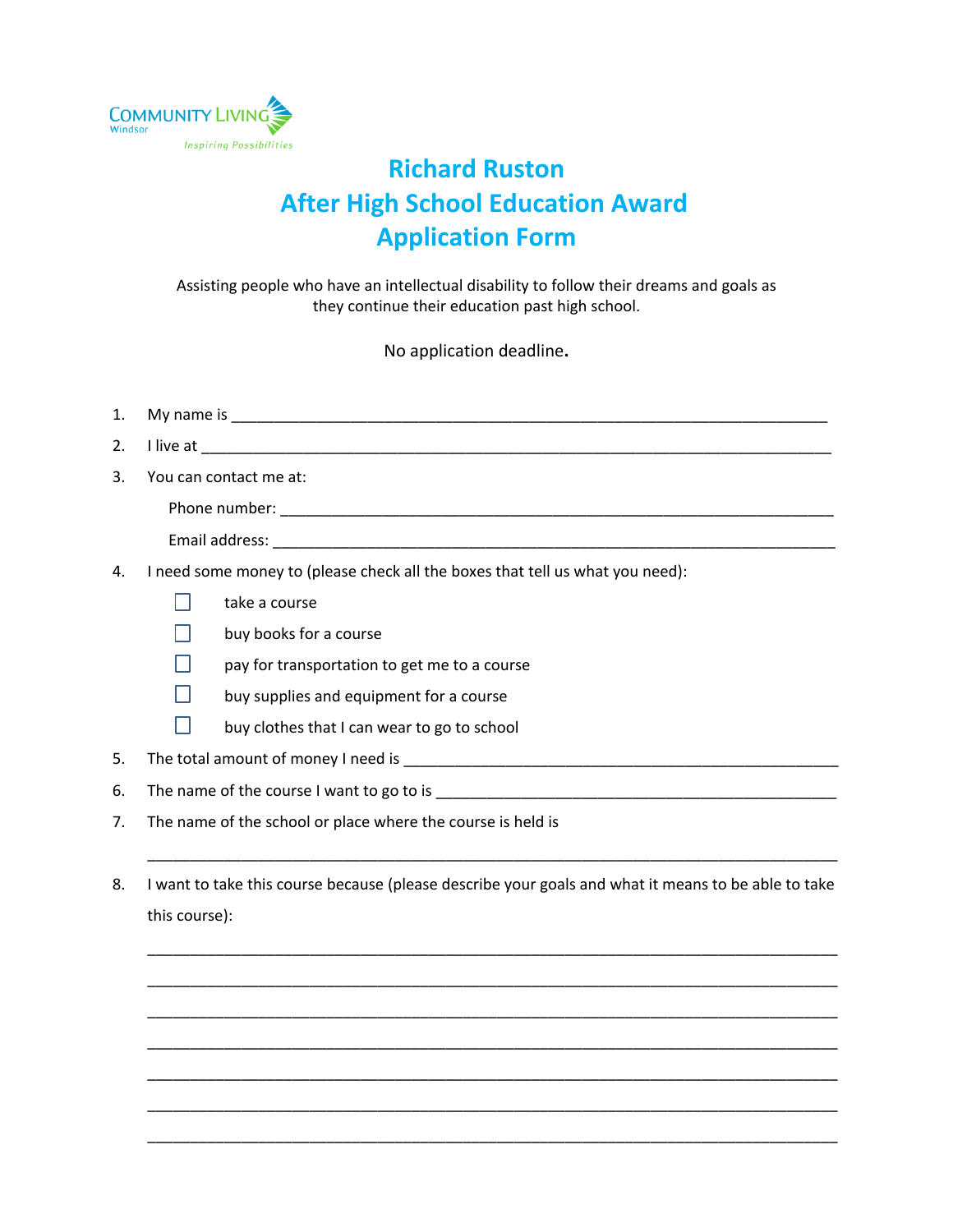Community Living Windsor

*Inspiring Possibilities*

# Richard Ruston
# After High School Education Award
# Application Form

Assisting people who have an intellectual disability to follow their dreams and goals as they continue their education past high school.

No application deadline.

1. My name is ___________________________________________________________________
2. I live at _____________________________________________________________________
3. You can contact me at:

   Phone number: ______________________________________________________________

   Email address: ______________________________________________________________
4. I need some money to (please check all the boxes that tell us what you need):
   - ☐ take a course
   - ☐ buy books for a course
   - ☐ pay for transportation to get me to a course
   - ☐ buy supplies and equipment for a course
   - ☐ buy clothes that I can wear to go to school
5. The total amount of money I need is _____________________________________________
6. The name of the course I want to go to is _________________________________________
7. The name of the school or place where the course is held is

   ___________________________________________________________________________
8. I want to take this course because (please describe your goals and what it means to be able to take this course):

   ___________________________________________________________________________

   ___________________________________________________________________________

   ___________________________________________________________________________

   ___________________________________________________________________________

   ___________________________________________________________________________

   ___________________________________________________________________________

   ___________________________________________________________________________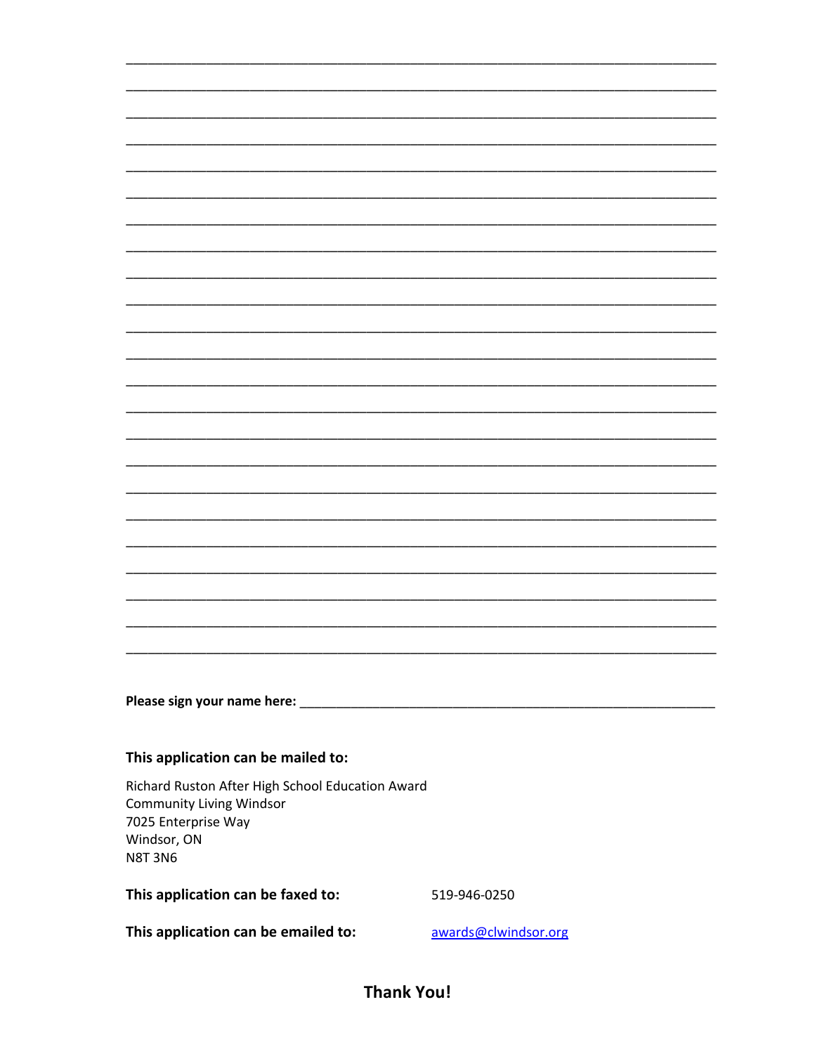______________________________________________________________________________

______________________________________________________________________________

______________________________________________________________________________

______________________________________________________________________________

______________________________________________________________________________

______________________________________________________________________________

______________________________________________________________________________

______________________________________________________________________________

______________________________________________________________________________

______________________________________________________________________________

______________________________________________________________________________

______________________________________________________________________________

______________________________________________________________________________

______________________________________________________________________________

______________________________________________________________________________

______________________________________________________________________________

______________________________________________________________________________

______________________________________________________________________________

______________________________________________________________________________

______________________________________________________________________________

______________________________________________________________________________

______________________________________________________________________________

______________________________________________________________________________

**Please sign your name here:** _______________________________________________

**This application can be mailed to:**

Richard Ruston After High School Education Award
Community Living Windsor
7025 Enterprise Way
Windsor, ON
N8T 3N6

**This application can be faxed to:** 519-946-0250

**This application can be emailed to:** awards@clwindsor.org

**Thank You!**